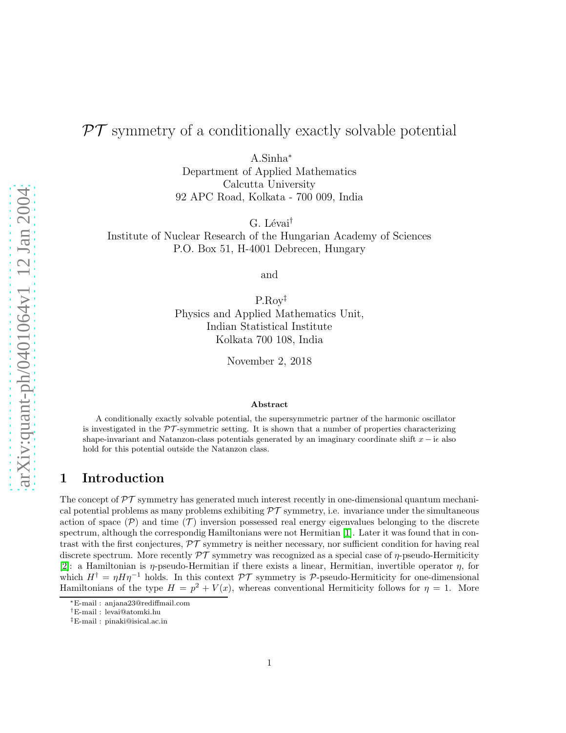# $\mathcal{PT}$ symmetry of a conditionally exactly solvable potential

A.Sinha*
Department of Applied Mathematics
Calcutta University
92 APC Road, Kolkata - 700 009, India

G. Lévai†
Institute of Nuclear Research of the Hungarian Academy of Sciences
P.O. Box 51, H-4001 Debrecen, Hungary

and

P.Roy‡
Physics and Applied Mathematics Unit,
Indian Statistical Institute
Kolkata 700 108, India

November 2, 2018

**Abstract**

A conditionally exactly solvable potential, the supersymmetric partner of the harmonic oscillator is investigated in the $\mathcal{PT}$-symmetric setting. It is shown that a number of properties characterizing shape-invariant and Natanzon-class potentials generated by an imaginary coordinate shift $x - \mathrm{i}\epsilon$ also hold for this potential outside the Natanzon class.

## 1 Introduction

The concept of $\mathcal{PT}$ symmetry has generated much interest recently in one-dimensional quantum mechanical potential problems as many problems exhibiting $\mathcal{PT}$ symmetry, i.e. invariance under the simultaneous action of space ($\mathcal{P}$) and time ($\mathcal{T}$) inversion possessed real energy eigenvalues belonging to the discrete spectrum, although the correspondig Hamiltonians were not Hermitian [1]. Later it was found that in contrast with the first conjectures, $\mathcal{PT}$ symmetry is neither necessary, nor sufficient condition for having real discrete spectrum. More recently $\mathcal{PT}$ symmetry was recognized as a special case of $\eta$-pseudo-Hermiticity [2]: a Hamiltonian is $\eta$-pseudo-Hermitian if there exists a linear, Hermitian, invertible operator $\eta$, for which $H^{\dagger} = \eta H \eta^{-1}$ holds. In this context $\mathcal{PT}$ symmetry is $\mathcal{P}$-pseudo-Hermiticity for one-dimensional Hamiltonians of the type $H = p^2 + V(x)$, whereas conventional Hermiticity follows for $\eta = 1$. More

*E-mail : anjana23@rediffmail.com
†E-mail : levai@atomki.hu
‡E-mail : pinaki@isical.ac.in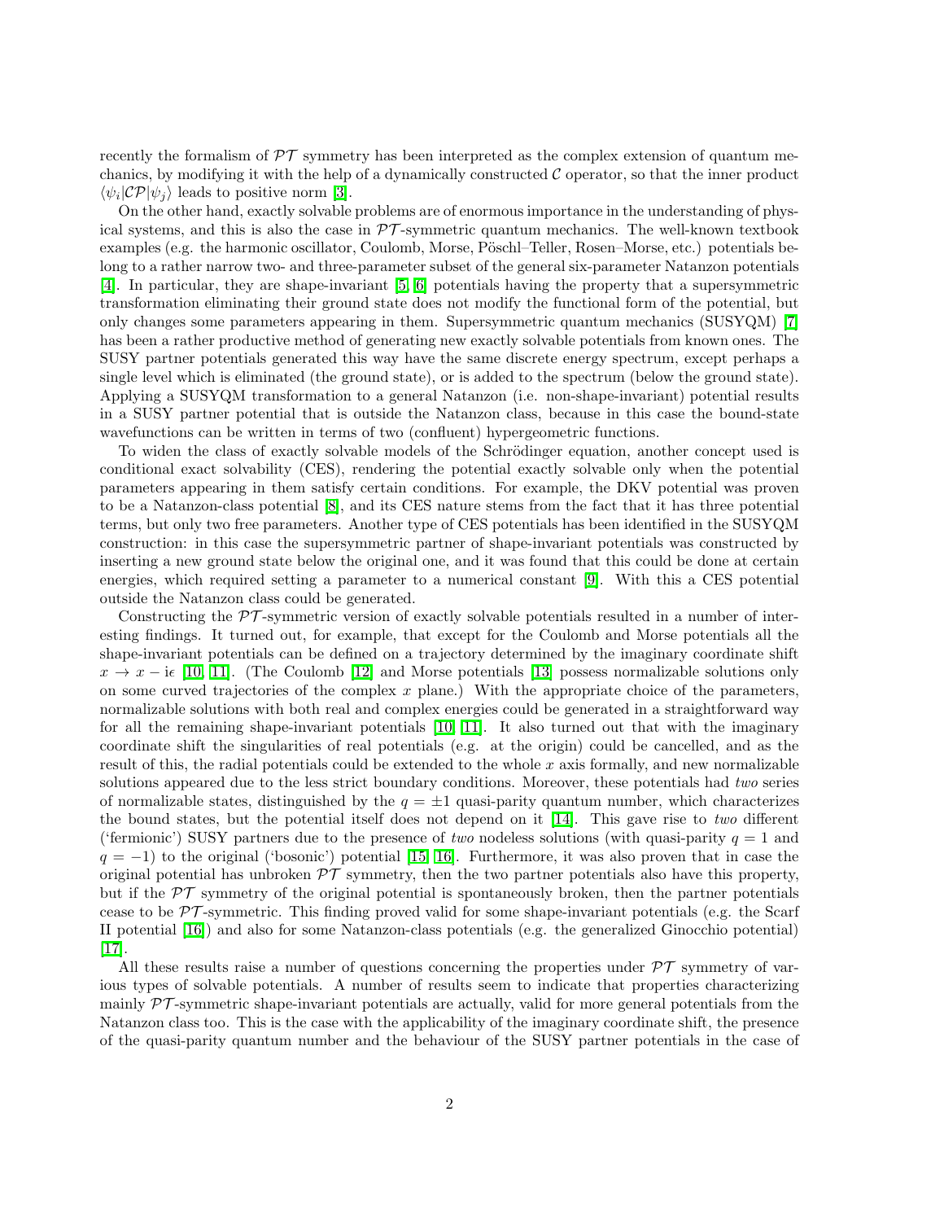recently the formalism of $\mathcal{PT}$ symmetry has been interpreted as the complex extension of quantum mechanics, by modifying it with the help of a dynamically constructed $\mathcal{C}$ operator, so that the inner product $\langle\psi_i|\mathcal{CP}|\psi_j\rangle$ leads to positive norm [3].

On the other hand, exactly solvable problems are of enormous importance in the understanding of physical systems, and this is also the case in $\mathcal{PT}$-symmetric quantum mechanics. The well-known textbook examples (e.g. the harmonic oscillator, Coulomb, Morse, Pöschl–Teller, Rosen–Morse, etc.) potentials belong to a rather narrow two- and three-parameter subset of the general six-parameter Natanzon potentials [4]. In particular, they are shape-invariant [5, 6] potentials having the property that a supersymmetric transformation eliminating their ground state does not modify the functional form of the potential, but only changes some parameters appearing in them. Supersymmetric quantum mechanics (SUSYQM) [7] has been a rather productive method of generating new exactly solvable potentials from known ones. The SUSY partner potentials generated this way have the same discrete energy spectrum, except perhaps a single level which is eliminated (the ground state), or is added to the spectrum (below the ground state). Applying a SUSYQM transformation to a general Natanzon (i.e. non-shape-invariant) potential results in a SUSY partner potential that is outside the Natanzon class, because in this case the bound-state wavefunctions can be written in terms of two (confluent) hypergeometric functions.

To widen the class of exactly solvable models of the Schrödinger equation, another concept used is conditional exact solvability (CES), rendering the potential exactly solvable only when the potential parameters appearing in them satisfy certain conditions. For example, the DKV potential was proven to be a Natanzon-class potential [8], and its CES nature stems from the fact that it has three potential terms, but only two free parameters. Another type of CES potentials has been identified in the SUSYQM construction: in this case the supersymmetric partner of shape-invariant potentials was constructed by inserting a new ground state below the original one, and it was found that this could be done at certain energies, which required setting a parameter to a numerical constant [9]. With this a CES potential outside the Natanzon class could be generated.

Constructing the $\mathcal{PT}$-symmetric version of exactly solvable potentials resulted in a number of interesting findings. It turned out, for example, that except for the Coulomb and Morse potentials all the shape-invariant potentials can be defined on a trajectory determined by the imaginary coordinate shift $x \to x - \mathrm{i}\epsilon$ [10, 11]. (The Coulomb [12] and Morse potentials [13] possess normalizable solutions only on some curved trajectories of the complex $x$ plane.) With the appropriate choice of the parameters, normalizable solutions with both real and complex energies could be generated in a straightforward way for all the remaining shape-invariant potentials [10, 11]. It also turned out that with the imaginary coordinate shift the singularities of real potentials (e.g. at the origin) could be cancelled, and as the result of this, the radial potentials could be extended to the whole $x$ axis formally, and new normalizable solutions appeared due to the less strict boundary conditions. Moreover, these potentials had *two* series of normalizable states, distinguished by the $q = \pm 1$ quasi-parity quantum number, which characterizes the bound states, but the potential itself does not depend on it [14]. This gave rise to *two* different ('fermionic') SUSY partners due to the presence of *two* nodeless solutions (with quasi-parity $q = 1$ and $q = -1$) to the original ('bosonic') potential [15, 16]. Furthermore, it was also proven that in case the original potential has unbroken $\mathcal{PT}$ symmetry, then the two partner potentials also have this property, but if the $\mathcal{PT}$ symmetry of the original potential is spontaneously broken, then the partner potentials cease to be $\mathcal{PT}$-symmetric. This finding proved valid for some shape-invariant potentials (e.g. the Scarf II potential [16]) and also for some Natanzon-class potentials (e.g. the generalized Ginocchio potential) [17].

All these results raise a number of questions concerning the properties under $\mathcal{PT}$ symmetry of various types of solvable potentials. A number of results seem to indicate that properties characterizing mainly $\mathcal{PT}$-symmetric shape-invariant potentials are actually, valid for more general potentials from the Natanzon class too. This is the case with the applicability of the imaginary coordinate shift, the presence of the quasi-parity quantum number and the behaviour of the SUSY partner potentials in the case of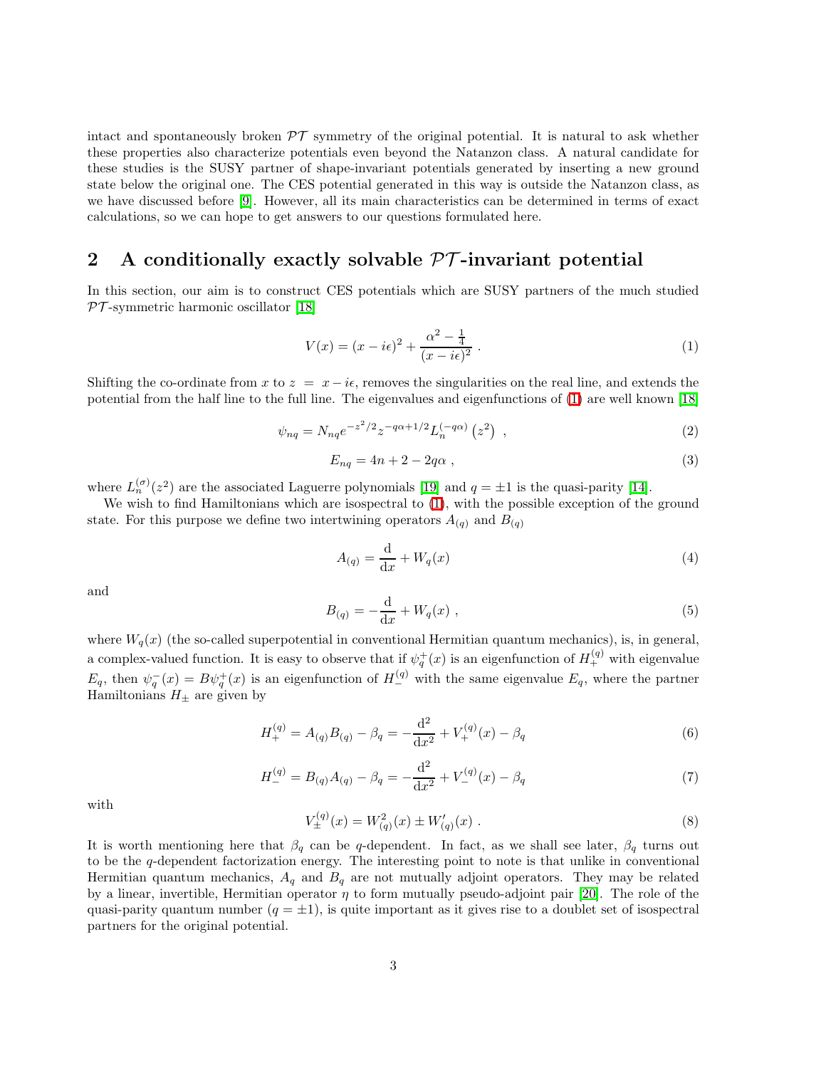intact and spontaneously broken $\mathcal{PT}$ symmetry of the original potential. It is natural to ask whether these properties also characterize potentials even beyond the Natanzon class. A natural candidate for these studies is the SUSY partner of shape-invariant potentials generated by inserting a new ground state below the original one. The CES potential generated in this way is outside the Natanzon class, as we have discussed before [9]. However, all its main characteristics can be determined in terms of exact calculations, so we can hope to get answers to our questions formulated here.

## 2 A conditionally exactly solvable $\mathcal{PT}$-invariant potential

In this section, our aim is to construct CES potentials which are SUSY partners of the much studied $\mathcal{PT}$-symmetric harmonic oscillator [18]

$$V(x) = (x - i\epsilon)^2 + \frac{\alpha^2 - \frac{1}{4}}{(x - i\epsilon)^2} \; . \tag{1}$$

Shifting the co-ordinate from $x$ to $z = x - i\epsilon$, removes the singularities on the real line, and extends the potential from the half line to the full line. The eigenvalues and eigenfunctions of (1) are well known [18]

$$\psi_{nq} = N_{nq} e^{-z^2/2} z^{-q\alpha + 1/2} L_n^{(-q\alpha)}\left(z^2\right) \;, \tag{2}$$

$$E_{nq} = 4n + 2 - 2q\alpha \;, \tag{3}$$

where $L_n^{(\sigma)}(z^2)$ are the associated Laguerre polynomials [19] and $q = \pm 1$ is the quasi-parity [14].

We wish to find Hamiltonians which are isospectral to (1), with the possible exception of the ground state. For this purpose we define two intertwining operators $A_{(q)}$ and $B_{(q)}$

$$A_{(q)} = \frac{\mathrm{d}}{\mathrm{d}x} + W_q(x) \tag{4}$$

and

$$B_{(q)} = -\frac{\mathrm{d}}{\mathrm{d}x} + W_q(x) \;, \tag{5}$$

where $W_q(x)$ (the so-called superpotential in conventional Hermitian quantum mechanics), is, in general, a complex-valued function. It is easy to observe that if $\psi_q^+(x)$ is an eigenfunction of $H_+^{(q)}$ with eigenvalue $E_q$, then $\psi_q^-(x) = B\psi_q^+(x)$ is an eigenfunction of $H_-^{(q)}$ with the same eigenvalue $E_q$, where the partner Hamiltonians $H_\pm$ are given by

$$H_+^{(q)} = A_{(q)}B_{(q)} - \beta_q = -\frac{\mathrm{d}^2}{\mathrm{d}x^2} + V_+^{(q)}(x) - \beta_q \tag{6}$$

$$H_-^{(q)} = B_{(q)}A_{(q)} - \beta_q = -\frac{\mathrm{d}^2}{\mathrm{d}x^2} + V_-^{(q)}(x) - \beta_q \tag{7}$$

with

$$V_\pm^{(q)}(x) = W_{(q)}^2(x) \pm W'_{(q)}(x) \; . \tag{8}$$

It is worth mentioning here that $\beta_q$ can be $q$-dependent. In fact, as we shall see later, $\beta_q$ turns out to be the $q$-dependent factorization energy. The interesting point to note is that unlike in conventional Hermitian quantum mechanics, $A_q$ and $B_q$ are not mutually adjoint operators. They may be related by a linear, invertible, Hermitian operator $\eta$ to form mutually pseudo-adjoint pair [20]. The role of the quasi-parity quantum number ($q = \pm 1$), is quite important as it gives rise to a doublet set of isospectral partners for the original potential.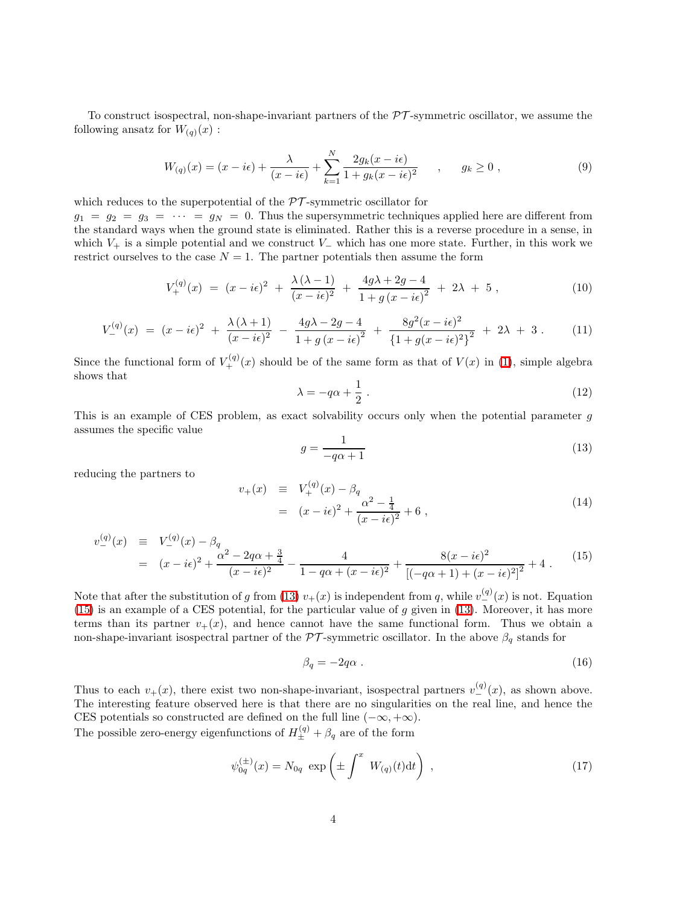To construct isospectral, non-shape-invariant partners of the $\mathcal{PT}$-symmetric oscillator, we assume the following ansatz for $W_{(q)}(x)$ :

$$W_{(q)}(x) = (x - i\epsilon) + \frac{\lambda}{(x - i\epsilon)} + \sum_{k=1}^{N} \frac{2g_k(x - i\epsilon)}{1 + g_k(x - i\epsilon)^2} \quad , \quad g_k \geq 0 \; , \tag{9}$$

which reduces to the superpotential of the $\mathcal{PT}$-symmetric oscillator for $g_1 = g_2 = g_3 = \cdots = g_N = 0$. Thus the supersymmetric techniques applied here are different from the standard ways when the ground state is eliminated. Rather this is a reverse procedure in a sense, in which $V_+$ is a simple potential and we construct $V_-$ which has one more state. Further, in this work we restrict ourselves to the case $N = 1$. The partner potentials then assume the form

$$V_+^{(q)}(x) \;=\; (x - i\epsilon)^2 \;+\; \frac{\lambda\,(\lambda - 1)}{(x - i\epsilon)^2} \;+\; \frac{4g\lambda + 2g - 4}{1 + g\,(x - i\epsilon)^2} \;+\; 2\lambda \;+\; 5 \; , \tag{10}$$

$$V_-^{(q)}(x) \;=\; (x - i\epsilon)^2 \;+\; \frac{\lambda\,(\lambda + 1)}{(x - i\epsilon)^2} \;-\; \frac{4g\lambda - 2g - 4}{1 + g\,(x - i\epsilon)^2} \;+\; \frac{8g^2(x - i\epsilon)^2}{\left\{1 + g(x - i\epsilon)^2\right\}^2} \;+\; 2\lambda \;+\; 3 \; . \tag{11}$$

Since the functional form of $V_+^{(q)}(x)$ should be of the same form as that of $V(x)$ in (1), simple algebra shows that

$$\lambda = -q\alpha + \frac{1}{2} \; . \tag{12}$$

This is an example of CES problem, as exact solvability occurs only when the potential parameter $g$ assumes the specific value

$$g = \frac{1}{-q\alpha + 1} \tag{13}$$

reducing the partners to

$$\begin{aligned} v_+(x) \;&\equiv\; V_+^{(q)}(x) - \beta_q \\ &=\; (x - i\epsilon)^2 + \frac{\alpha^2 - \frac{1}{4}}{(x - i\epsilon)^2} + 6 \; , \end{aligned} \tag{14}$$

$$\begin{aligned} v_-^{(q)}(x) \;&\equiv\; V_-^{(q)}(x) - \beta_q \\ &=\; (x - i\epsilon)^2 + \frac{\alpha^2 - 2q\alpha + \frac{3}{4}}{(x - i\epsilon)^2} - \frac{4}{1 - q\alpha + (x - i\epsilon)^2} + \frac{8(x - i\epsilon)^2}{\left[(-q\alpha + 1) + (x - i\epsilon)^2\right]^2} + 4 \; . \end{aligned} \tag{15}$$

Note that after the substitution of $g$ from (13) $v_+(x)$ is independent from $q$, while $v_-^{(q)}(x)$ is not. Equation (15) is an example of a CES potential, for the particular value of $g$ given in (13). Moreover, it has more terms than its partner $v_+(x)$, and hence cannot have the same functional form. Thus we obtain a non-shape-invariant isospectral partner of the $\mathcal{PT}$-symmetric oscillator. In the above $\beta_q$ stands for

$$\beta_q = -2q\alpha \; . \tag{16}$$

Thus to each $v_+(x)$, there exist two non-shape-invariant, isospectral partners $v_-^{(q)}(x)$, as shown above. The interesting feature observed here is that there are no singularities on the real line, and hence the CES potentials so constructed are defined on the full line $(-\infty, +\infty)$.
The possible zero-energy eigenfunctions of $H_\pm^{(q)} + \beta_q$ are of the form

$$\psi_{0q}^{(\pm)}(x) = N_{0q} \; \exp\left( \pm \int^x \; W_{(q)}(t)\mathrm{d}t \right) \; , \tag{17}$$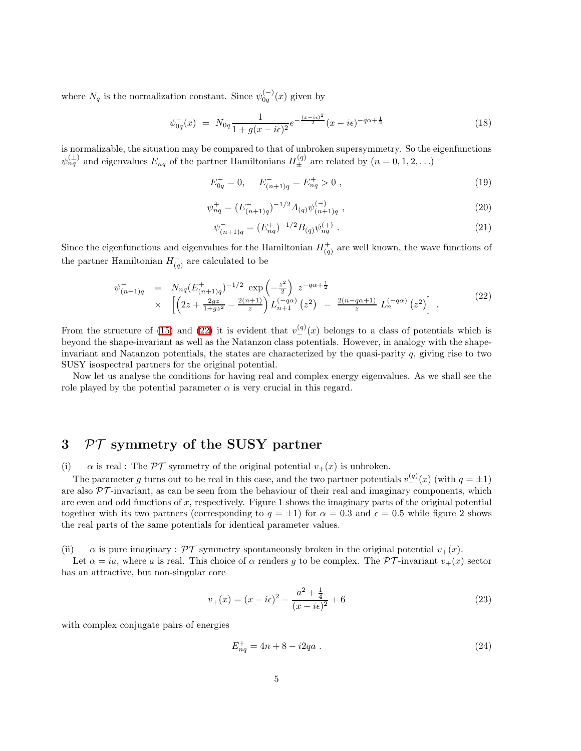where $N_q$ is the normalization constant. Since $\psi_{0q}^{(-)}(x)$ given by

$$\psi_{0q}^{-}(x) \;=\; N_{0q}\frac{1}{1+g(x-i\epsilon)^2}e^{-\frac{(x-i\epsilon)^2}{2}}(x-i\epsilon)^{-q\alpha+\frac{1}{2}} \tag{18}$$

is normalizable, the situation may be compared to that of unbroken supersymmetry. So the eigenfunctions $\psi_{nq}^{(\pm)}$ and eigenvalues $E_{nq}$ of the partner Hamiltonians $H_{\pm}^{(q)}$ are related by ($n = 0, 1, 2, \ldots$)

$$E_{0q}^{-} = 0, \quad\; E_{(n+1)q}^{-} = E_{nq}^{+} > 0 \;, \tag{19}$$

$$\psi_{nq}^{+} = (E_{(n+1)q}^{-})^{-1/2}A_{(q)}\psi_{(n+1)q}^{(-)} \;, \tag{20}$$

$$\psi_{(n+1)q}^{-} = (E_{nq}^{+})^{-1/2}B_{(q)}\psi_{nq}^{(+)} \;. \tag{21}$$

Since the eigenfunctions and eigenvalues for the Hamiltonian $H_{(q)}^{+}$ are well known, the wave functions of the partner Hamiltonian $H_{(q)}^{-}$ are calculated to be

$$\begin{aligned}\psi_{(n+1)q}^{-} \;&=\; N_{nq}(E_{(n+1)q}^{+})^{-1/2}\;\exp\left(-\tfrac{z^2}{2}\right)\; z^{-q\alpha+\frac{1}{2}} \\ &\times\;\; \left[\left(2z+\tfrac{2gz}{1+gz^2}-\tfrac{2(n+1)}{z}\right)L_{n+1}^{(-q\alpha)}\left(z^2\right) \;-\; \tfrac{2(n-q\alpha+1)}{z}\;L_{n}^{(-q\alpha)}\left(z^2\right)\right]\;.\end{aligned} \tag{22}$$

From the structure of (15) and (22) it is evident that $v_{-}^{(q)}(x)$ belongs to a class of potentials which is beyond the shape-invariant as well as the Natanzon class potentials. However, in analogy with the shape-invariant and Natanzon potentials, the states are characterized by the quasi-parity $q$, giving rise to two SUSY isospectral partners for the original potential.

Now let us analyse the conditions for having real and complex energy eigenvalues. As we shall see the role played by the potential parameter $\alpha$ is very crucial in this regard.

# 3 $\mathcal{PT}$ symmetry of the SUSY partner

(i) $\alpha$ is real : The $\mathcal{PT}$ symmetry of the original potential $v_{+}(x)$ is unbroken.

The parameter $g$ turns out to be real in this case, and the two partner potentials $v_{-}^{(q)}(x)$ (with $q = \pm 1$) are also $\mathcal{PT}$-invariant, as can be seen from the behaviour of their real and imaginary components, which are even and odd functions of $x$, respectively. Figure 1 shows the imaginary parts of the original potential together with its two partners (corresponding to $q = \pm 1$) for $\alpha = 0.3$ and $\epsilon = 0.5$ while figure 2 shows the real parts of the same potentials for identical parameter values.

(ii) $\alpha$ is pure imaginary : $\mathcal{PT}$ symmetry spontaneously broken in the original potential $v_{+}(x)$.

Let $\alpha = ia$, where $a$ is real. This choice of $\alpha$ renders $g$ to be complex. The $\mathcal{PT}$-invariant $v_{+}(x)$ sector has an attractive, but non-singular core

$$v_{+}(x) = (x-i\epsilon)^2 - \frac{a^2+\frac{1}{4}}{(x-i\epsilon)^2} + 6 \tag{23}$$

with complex conjugate pairs of energies

$$E_{nq}^{+} = 4n + 8 - i2qa \;. \tag{24}$$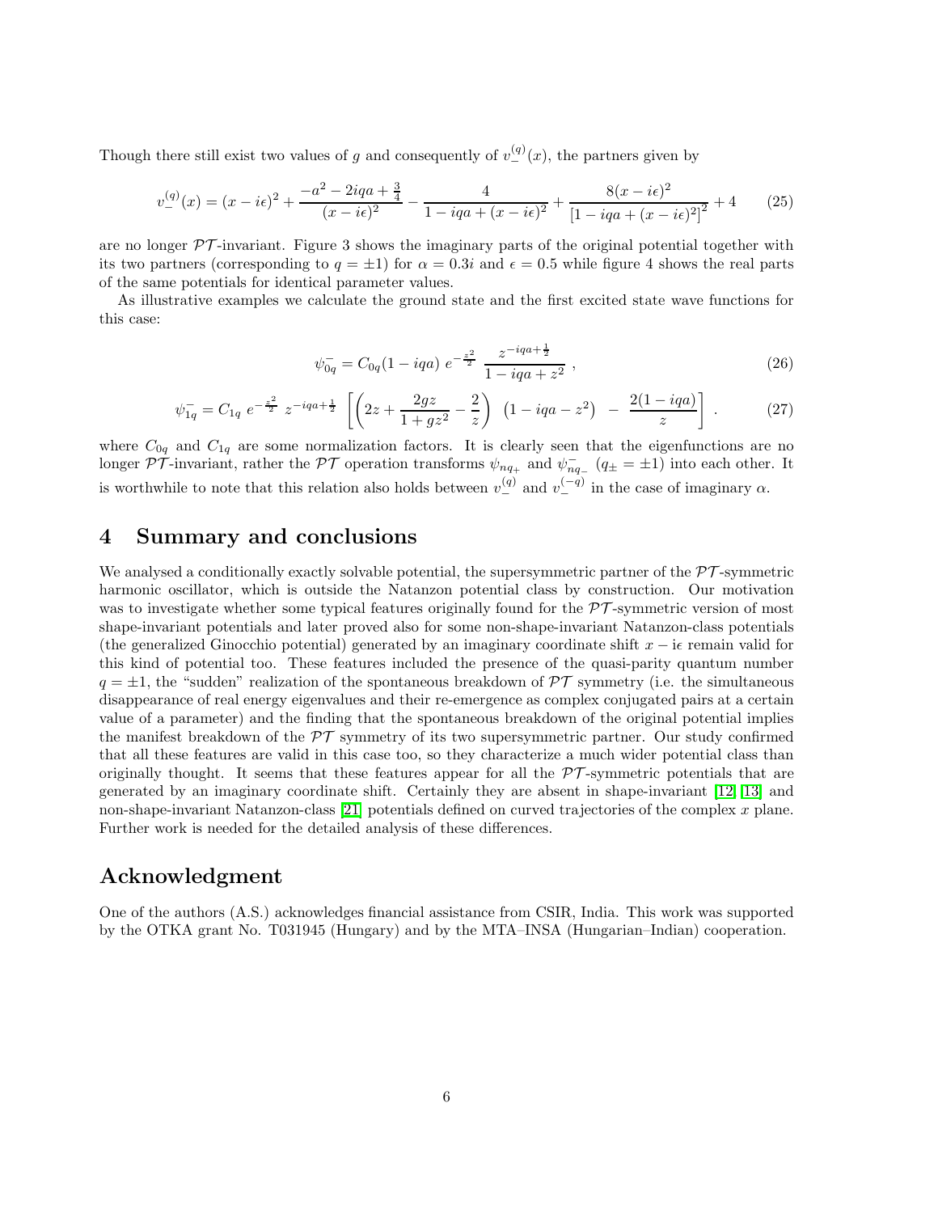Though there still exist two values of $g$ and consequently of $v_-^{(q)}(x)$, the partners given by

$$v_-^{(q)}(x) = (x - i\epsilon)^2 + \frac{-a^2 - 2iqa + \frac{3}{4}}{(x - i\epsilon)^2} - \frac{4}{1 - iqa + (x - i\epsilon)^2} + \frac{8(x - i\epsilon)^2}{\left[1 - iqa + (x - i\epsilon)^2\right]^2} + 4 \tag{25}$$

are no longer $\mathcal{PT}$-invariant. Figure 3 shows the imaginary parts of the original potential together with its two partners (corresponding to $q = \pm 1$) for $\alpha = 0.3i$ and $\epsilon = 0.5$ while figure 4 shows the real parts of the same potentials for identical parameter values.

As illustrative examples we calculate the ground state and the first excited state wave functions for this case:

$$\psi_{0q}^- = C_{0q}(1 - iqa)\ e^{-\frac{z^2}{2}}\ \frac{z^{-iqa+\frac{1}{2}}}{1 - iqa + z^2}\ , \tag{26}$$

$$\psi_{1q}^- = C_{1q}\ e^{-\frac{z^2}{2}}\ z^{-iqa+\frac{1}{2}}\ \left[\left(2z + \frac{2gz}{1+gz^2} - \frac{2}{z}\right)\ \left(1 - iqa - z^2\right)\ -\ \frac{2(1-iqa)}{z}\right]\ . \tag{27}$$

where $C_{0q}$ and $C_{1q}$ are some normalization factors. It is clearly seen that the eigenfunctions are no longer $\mathcal{PT}$-invariant, rather the $\mathcal{PT}$ operation transforms $\psi_{nq_+}$ and $\psi_{nq_-}^-$ ($q_\pm = \pm 1$) into each other. It is worthwhile to note that this relation also holds between $v_-^{(q)}$ and $v_-^{(-q)}$ in the case of imaginary $\alpha$.

## 4 Summary and conclusions

We analysed a conditionally exactly solvable potential, the supersymmetric partner of the $\mathcal{PT}$-symmetric harmonic oscillator, which is outside the Natanzon potential class by construction. Our motivation was to investigate whether some typical features originally found for the $\mathcal{PT}$-symmetric version of most shape-invariant potentials and later proved also for some non-shape-invariant Natanzon-class potentials (the generalized Ginocchio potential) generated by an imaginary coordinate shift $x - i\epsilon$ remain valid for this kind of potential too. These features included the presence of the quasi-parity quantum number $q = \pm 1$, the "sudden" realization of the spontaneous breakdown of $\mathcal{PT}$ symmetry (i.e. the simultaneous disappearance of real energy eigenvalues and their re-emergence as complex conjugated pairs at a certain value of a parameter) and the finding that the spontaneous breakdown of the original potential implies the manifest breakdown of the $\mathcal{PT}$ symmetry of its two supersymmetric partner. Our study confirmed that all these features are valid in this case too, so they characterize a much wider potential class than originally thought. It seems that these features appear for all the $\mathcal{PT}$-symmetric potentials that are generated by an imaginary coordinate shift. Certainly they are absent in shape-invariant [12] [13] and non-shape-invariant Natanzon-class [21] potentials defined on curved trajectories of the complex $x$ plane. Further work is needed for the detailed analysis of these differences.

## Acknowledgment

One of the authors (A.S.) acknowledges financial assistance from CSIR, India. This work was supported by the OTKA grant No. T031945 (Hungary) and by the MTA–INSA (Hungarian–Indian) cooperation.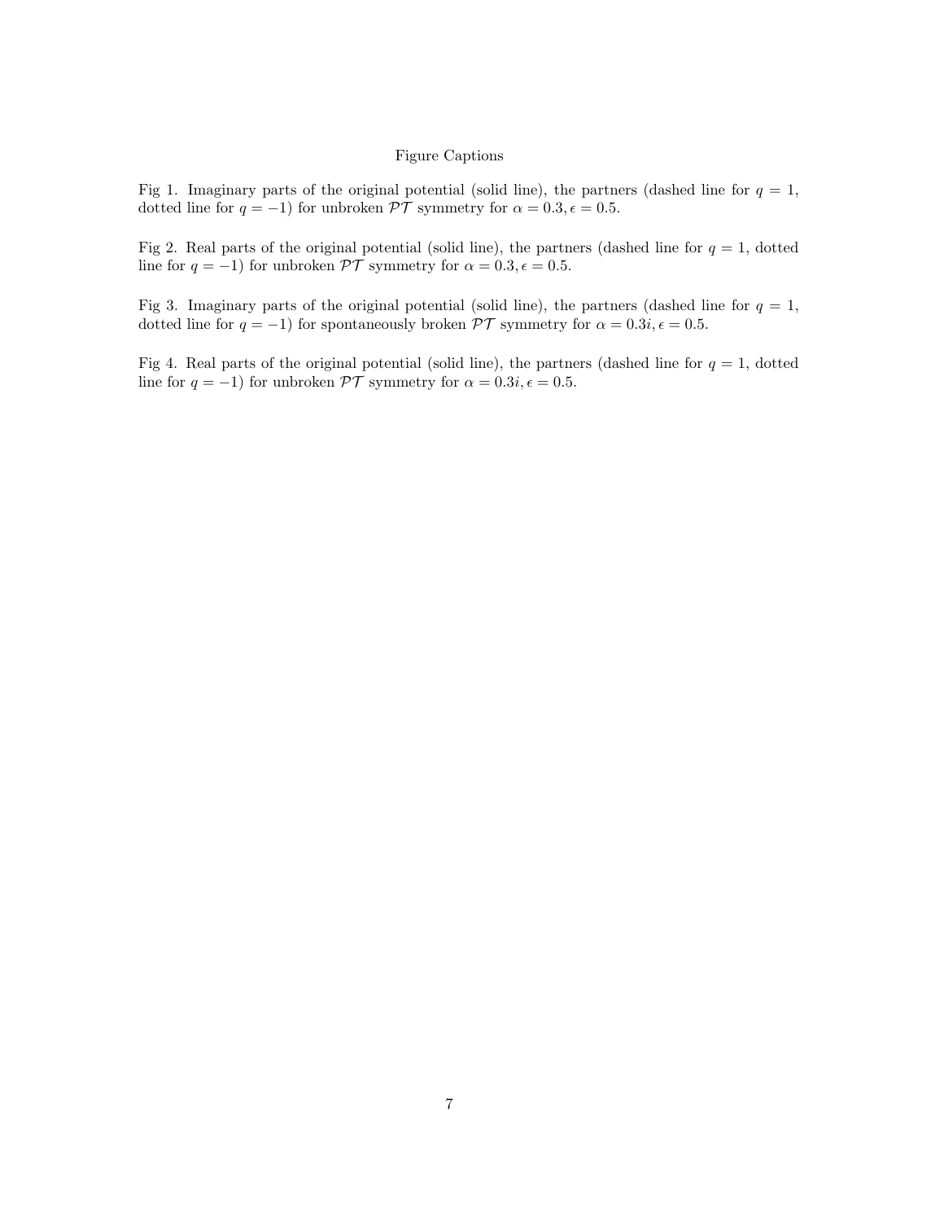# Figure Captions

Fig 1. Imaginary parts of the original potential (solid line), the partners (dashed line for $q = 1$, dotted line for $q = -1$) for unbroken $\mathcal{PT}$ symmetry for $\alpha = 0.3, \epsilon = 0.5$.

Fig 2. Real parts of the original potential (solid line), the partners (dashed line for $q = 1$, dotted line for $q = -1$) for unbroken $\mathcal{PT}$ symmetry for $\alpha = 0.3, \epsilon = 0.5$.

Fig 3. Imaginary parts of the original potential (solid line), the partners (dashed line for $q = 1$, dotted line for $q = -1$) for spontaneously broken $\mathcal{PT}$ symmetry for $\alpha = 0.3i, \epsilon = 0.5$.

Fig 4. Real parts of the original potential (solid line), the partners (dashed line for $q = 1$, dotted line for $q = -1$) for unbroken $\mathcal{PT}$ symmetry for $\alpha = 0.3i, \epsilon = 0.5$.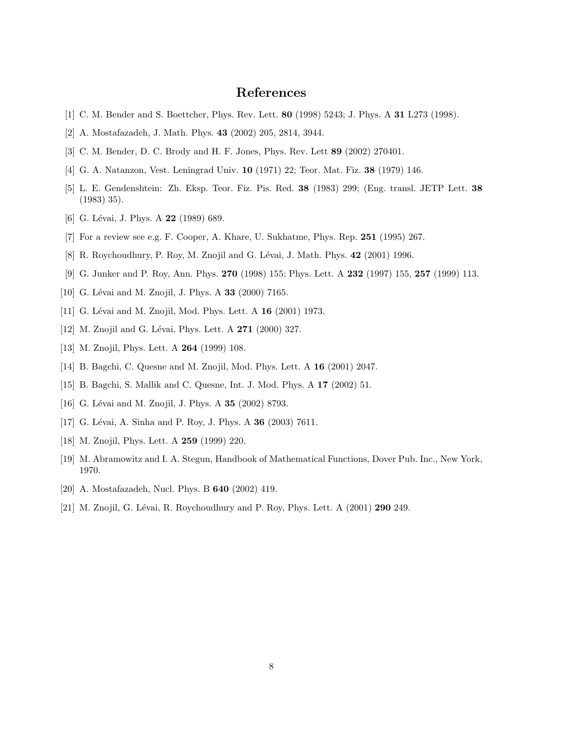# References

[1] C. M. Bender and S. Boettcher, Phys. Rev. Lett. **80** (1998) 5243; J. Phys. A **31** L273 (1998).

[2] A. Mostafazadeh, J. Math. Phys. **43** (2002) 205, 2814, 3944.

[3] C. M. Bender, D. C. Brody and H. F. Jones, Phys. Rev. Lett **89** (2002) 270401.

[4] G. A. Natanzon, Vest. Leningrad Univ. **10** (1971) 22; Teor. Mat. Fiz. **38** (1979) 146.

[5] L. E. Gendenshtein: Zh. Eksp. Teor. Fiz. Pis. Red. **38** (1983) 299; (Eng. transl. JETP Lett. **38** (1983) 35).

[6] G. Lévai, J. Phys. A **22** (1989) 689.

[7] For a review see e.g. F. Cooper, A. Khare, U. Sukhatme, Phys. Rep. **251** (1995) 267.

[8] R. Roychoudhury, P. Roy, M. Znojil and G. Lévai, J. Math. Phys. **42** (2001) 1996.

[9] G. Junker and P. Roy, Ann. Phys. **270** (1998) 155; Phys. Lett. A **232** (1997) 155, **257** (1999) 113.

[10] G. Lévai and M. Znojil, J. Phys. A **33** (2000) 7165.

[11] G. Lévai and M. Znojil, Mod. Phys. Lett. A **16** (2001) 1973.

[12] M. Znojil and G. Lévai, Phys. Lett. A **271** (2000) 327.

[13] M. Znojil, Phys. Lett. A **264** (1999) 108.

[14] B. Bagchi, C. Quesne and M. Znojil, Mod. Phys. Lett. A **16** (2001) 2047.

[15] B. Bagchi, S. Mallik and C. Quesne, Int. J. Mod. Phys. A **17** (2002) 51.

[16] G. Lévai and M. Znojil, J. Phys. A **35** (2002) 8793.

[17] G. Lévai, A. Sinha and P. Roy, J. Phys. A **36** (2003) 7611.

[18] M. Znojil, Phys. Lett. A **259** (1999) 220.

[19] M. Abramowitz and I. A. Stegun, Handbook of Mathematical Functions, Dover Pub. Inc., New York, 1970.

[20] A. Mostafazadeh, Nucl. Phys. B **640** (2002) 419.

[21] M. Znojil, G. Lévai, R. Roychoudhury and P. Roy, Phys. Lett. A (2001) **290** 249.